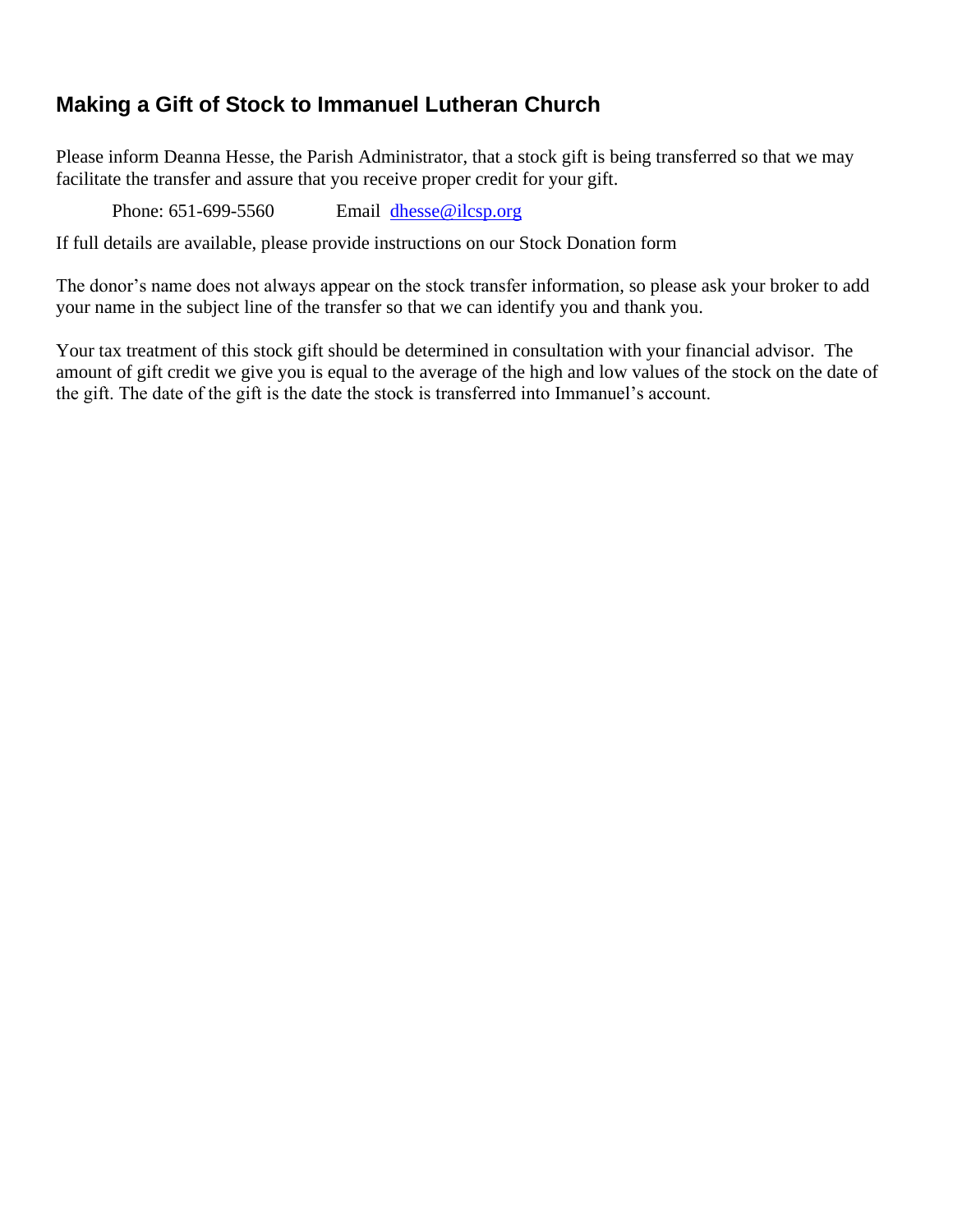# Making a Gift of Stock to Immanuel Lutheran Church

Please inform Deanna Hesse, the Parish Administrator, that a stock gift is being transferred so that we may facilitate the transfer and assure that you receive proper credit for your gift.

Phone: 651-699-5560     Email dhesse@ilcsp.org

If full details are available, please provide instructions on our Stock Donation form

The donor's name does not always appear on the stock transfer information, so please ask your broker to add your name in the subject line of the transfer so that we can identify you and thank you.

Your tax treatment of this stock gift should be determined in consultation with your financial advisor. The amount of gift credit we give you is equal to the average of the high and low values of the stock on the date of the gift. The date of the gift is the date the stock is transferred into Immanuel's account.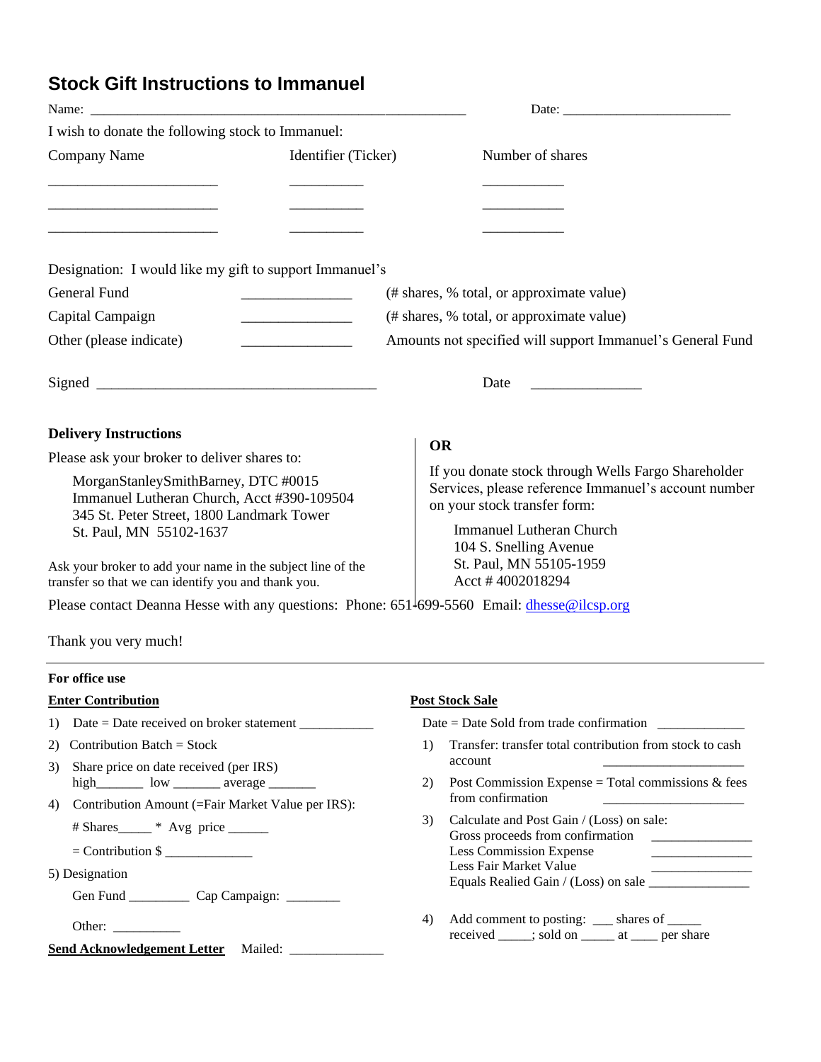# Stock Gift Instructions to Immanuel

Name: ______________________________________________________ Date: ________________________

I wish to donate the following stock to Immanuel:

| Company Name | Identifier (Ticker) | Number of shares |
|---|---|---|
| ________________________ | __________ | ___________ |
| ________________________ | __________ | ___________ |
| ________________________ | __________ | ___________ |

Designation: I would like my gift to support Immanuel's

General Fund _______________ (# shares, % total, or approximate value)

Capital Campaign _______________ (# shares, % total, or approximate value)

Other (please indicate) _______________ Amounts not specified will support Immanuel's General Fund

Signed ________________________________________ Date _______________

**Delivery Instructions**

Please ask your broker to deliver shares to:

MorganStanleySmithBarney, DTC #0015
Immanuel Lutheran Church, Acct #390-109504
345 St. Peter Street, 1800 Landmark Tower
St. Paul, MN 55102-1637

Ask your broker to add your name in the subject line of the transfer so that we can identify you and thank you.

**OR**

If you donate stock through Wells Fargo Shareholder Services, please reference Immanuel's account number on your stock transfer form:

Immanuel Lutheran Church
104 S. Snelling Avenue
St. Paul, MN 55105-1959
Acct # 4002018294

Please contact Deanna Hesse with any questions: Phone: 651-699-5560 Email: dhesse@ilcsp.org

Thank you very much!

---

**For office use**

**Enter Contribution**

1) Date = Date received on broker statement ___________
2) Contribution Batch = Stock
3) Share price on date received (per IRS)
   high_______ low _______ average _______
4) Contribution Amount (=Fair Market Value per IRS):
   # Shares_____ * Avg price ______
   = Contribution $ _____________
5) Designation
   Gen Fund _________ Cap Campaign: ________
   Other: __________

**Send Acknowledgement Letter** Mailed: ______________

**Post Stock Sale**

Date = Date Sold from trade confirmation _____________

1) Transfer: transfer total contribution from stock to cash account _____________________
2) Post Commission Expense = Total commissions & fees from confirmation _____________________
3) Calculate and Post Gain / (Loss) on sale:
   Gross proceeds from confirmation _______________
   Less Commission Expense _______________
   Less Fair Market Value _______________
   Equals Realied Gain / (Loss) on sale _______________
4) Add comment to posting: ___ shares of _____ received _____; sold on _____ at ____ per share